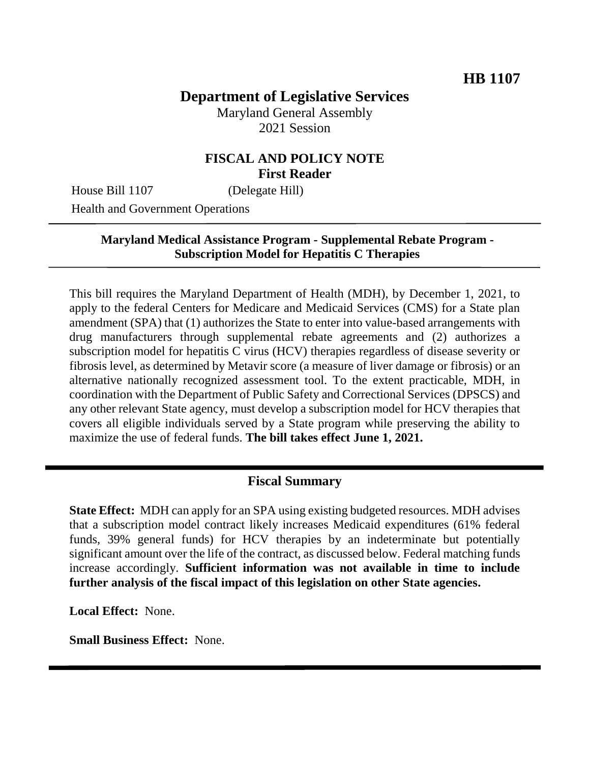HB 1107

# Department of Legislative Services

Maryland General Assembly
2021 Session

## FISCAL AND POLICY NOTE
**First Reader**

House Bill 1107 (Delegate Hill)
Health and Government Operations

---

**Maryland Medical Assistance Program - Supplemental Rebate Program - Subscription Model for Hepatitis C Therapies**

---

This bill requires the Maryland Department of Health (MDH), by December 1, 2021, to apply to the federal Centers for Medicare and Medicaid Services (CMS) for a State plan amendment (SPA) that (1) authorizes the State to enter into value-based arrangements with drug manufacturers through supplemental rebate agreements and (2) authorizes a subscription model for hepatitis C virus (HCV) therapies regardless of disease severity or fibrosis level, as determined by Metavir score (a measure of liver damage or fibrosis) or an alternative nationally recognized assessment tool. To the extent practicable, MDH, in coordination with the Department of Public Safety and Correctional Services (DPSCS) and any other relevant State agency, must develop a subscription model for HCV therapies that covers all eligible individuals served by a State program while preserving the ability to maximize the use of federal funds. **The bill takes effect June 1, 2021.**

---

## Fiscal Summary

**State Effect:** MDH can apply for an SPA using existing budgeted resources. MDH advises that a subscription model contract likely increases Medicaid expenditures (61% federal funds, 39% general funds) for HCV therapies by an indeterminate but potentially significant amount over the life of the contract, as discussed below. Federal matching funds increase accordingly. **Sufficient information was not available in time to include further analysis of the fiscal impact of this legislation on other State agencies.**

**Local Effect:** None.

**Small Business Effect:** None.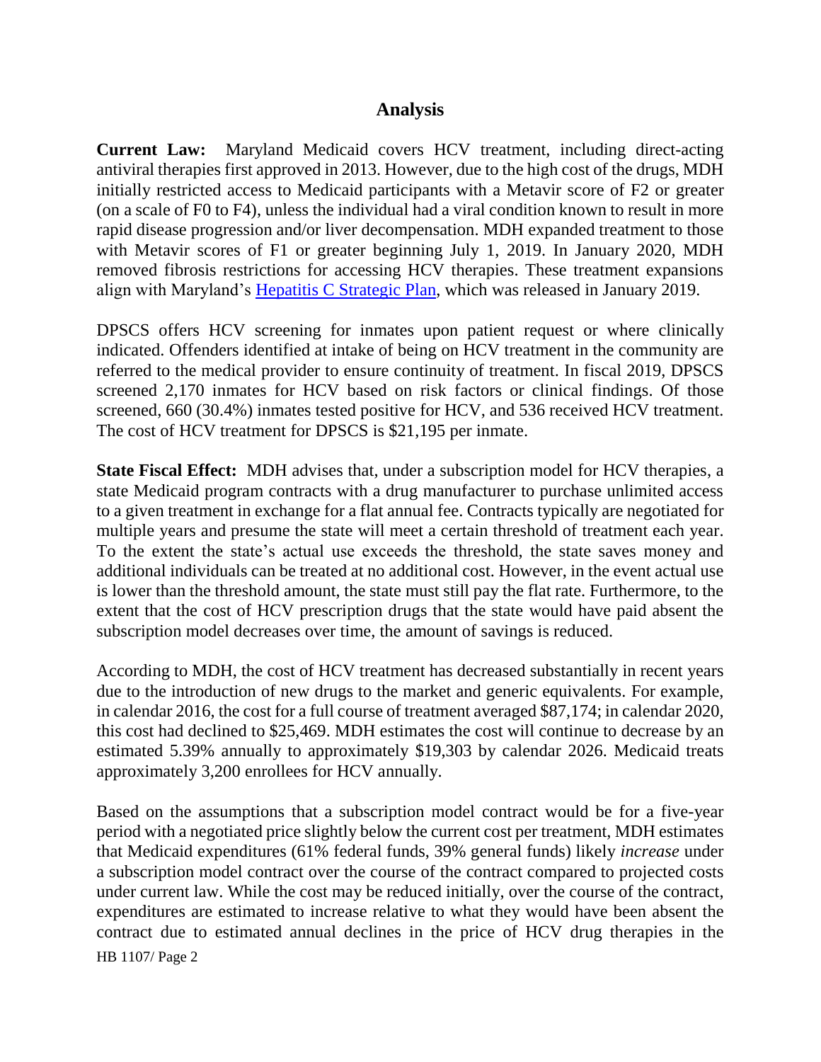## Analysis

**Current Law:** Maryland Medicaid covers HCV treatment, including direct-acting antiviral therapies first approved in 2013. However, due to the high cost of the drugs, MDH initially restricted access to Medicaid participants with a Metavir score of F2 or greater (on a scale of F0 to F4), unless the individual had a viral condition known to result in more rapid disease progression and/or liver decompensation. MDH expanded treatment to those with Metavir scores of F1 or greater beginning July 1, 2019. In January 2020, MDH removed fibrosis restrictions for accessing HCV therapies. These treatment expansions align with Maryland's [Hepatitis C Strategic Plan](), which was released in January 2019.

DPSCS offers HCV screening for inmates upon patient request or where clinically indicated. Offenders identified at intake of being on HCV treatment in the community are referred to the medical provider to ensure continuity of treatment. In fiscal 2019, DPSCS screened 2,170 inmates for HCV based on risk factors or clinical findings. Of those screened, 660 (30.4%) inmates tested positive for HCV, and 536 received HCV treatment. The cost of HCV treatment for DPSCS is $21,195 per inmate.

**State Fiscal Effect:** MDH advises that, under a subscription model for HCV therapies, a state Medicaid program contracts with a drug manufacturer to purchase unlimited access to a given treatment in exchange for a flat annual fee. Contracts typically are negotiated for multiple years and presume the state will meet a certain threshold of treatment each year. To the extent the state's actual use exceeds the threshold, the state saves money and additional individuals can be treated at no additional cost. However, in the event actual use is lower than the threshold amount, the state must still pay the flat rate. Furthermore, to the extent that the cost of HCV prescription drugs that the state would have paid absent the subscription model decreases over time, the amount of savings is reduced.

According to MDH, the cost of HCV treatment has decreased substantially in recent years due to the introduction of new drugs to the market and generic equivalents. For example, in calendar 2016, the cost for a full course of treatment averaged $87,174; in calendar 2020, this cost had declined to $25,469. MDH estimates the cost will continue to decrease by an estimated 5.39% annually to approximately $19,303 by calendar 2026. Medicaid treats approximately 3,200 enrollees for HCV annually.

Based on the assumptions that a subscription model contract would be for a five-year period with a negotiated price slightly below the current cost per treatment, MDH estimates that Medicaid expenditures (61% federal funds, 39% general funds) likely *increase* under a subscription model contract over the course of the contract compared to projected costs under current law. While the cost may be reduced initially, over the course of the contract, expenditures are estimated to increase relative to what they would have been absent the contract due to estimated annual declines in the price of HCV drug therapies in the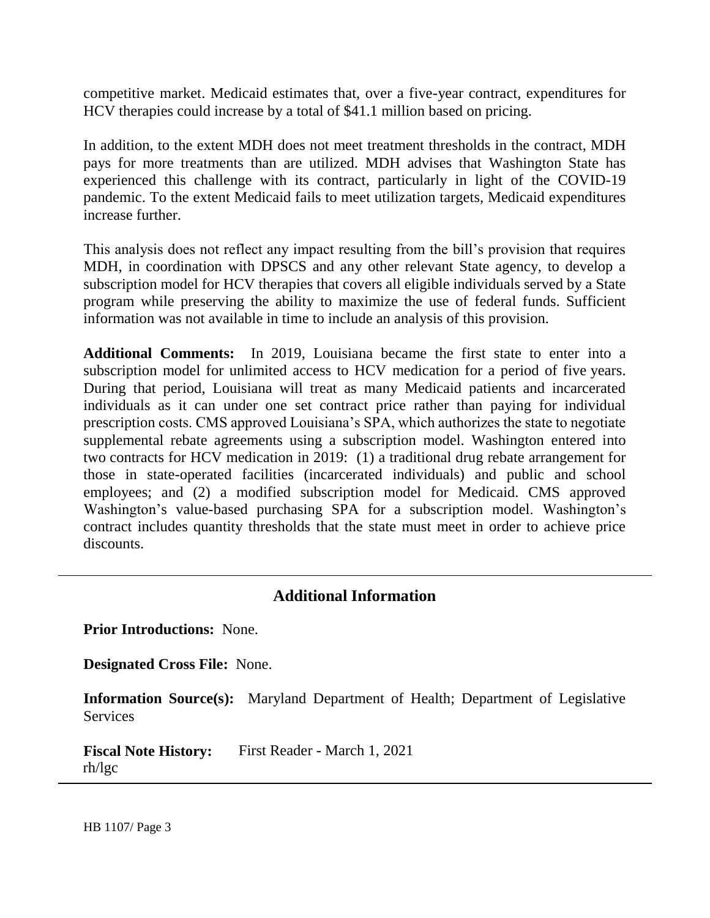competitive market. Medicaid estimates that, over a five-year contract, expenditures for HCV therapies could increase by a total of $41.1 million based on pricing.

In addition, to the extent MDH does not meet treatment thresholds in the contract, MDH pays for more treatments than are utilized. MDH advises that Washington State has experienced this challenge with its contract, particularly in light of the COVID-19 pandemic. To the extent Medicaid fails to meet utilization targets, Medicaid expenditures increase further.

This analysis does not reflect any impact resulting from the bill's provision that requires MDH, in coordination with DPSCS and any other relevant State agency, to develop a subscription model for HCV therapies that covers all eligible individuals served by a State program while preserving the ability to maximize the use of federal funds. Sufficient information was not available in time to include an analysis of this provision.

**Additional Comments:** In 2019, Louisiana became the first state to enter into a subscription model for unlimited access to HCV medication for a period of five years. During that period, Louisiana will treat as many Medicaid patients and incarcerated individuals as it can under one set contract price rather than paying for individual prescription costs. CMS approved Louisiana's SPA, which authorizes the state to negotiate supplemental rebate agreements using a subscription model. Washington entered into two contracts for HCV medication in 2019: (1) a traditional drug rebate arrangement for those in state-operated facilities (incarcerated individuals) and public and school employees; and (2) a modified subscription model for Medicaid. CMS approved Washington's value-based purchasing SPA for a subscription model. Washington's contract includes quantity thresholds that the state must meet in order to achieve price discounts.

---

## Additional Information

**Prior Introductions:** None.

**Designated Cross File:** None.

**Information Source(s):** Maryland Department of Health; Department of Legislative Services

**Fiscal Note History:** First Reader - March 1, 2021
rh/lgc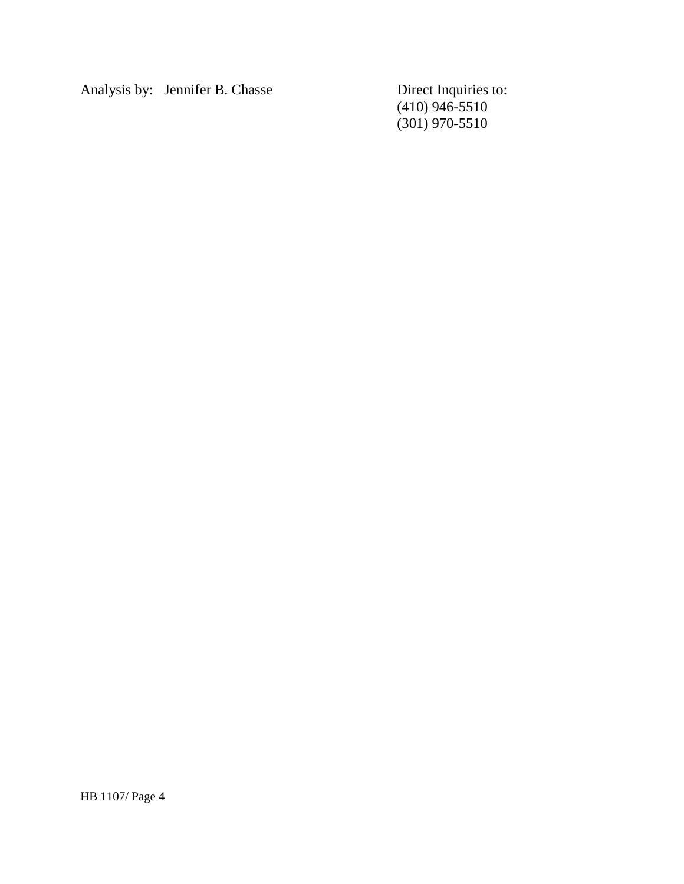Analysis by: Jennifer B. Chasse

Direct Inquiries to:
(410) 946-5510
(301) 970-5510